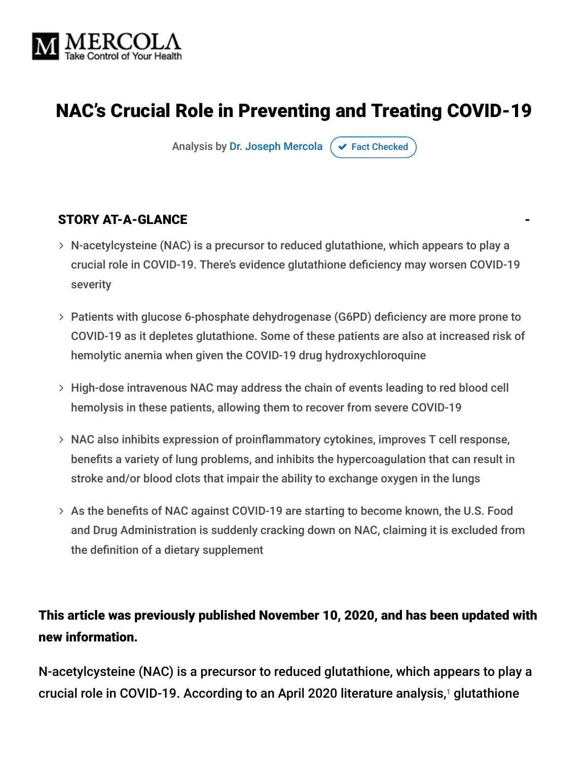# NAC's Crucial Role in Preventing and Treating COVID-19

Analysis by Dr. Joseph Mercola ✔ Fact Checked

## STORY AT-A-GLANCE

- N-acetylcysteine (NAC) is a precursor to reduced glutathione, which appears to play a crucial role in COVID-19. There's evidence glutathione deficiency may worsen COVID-19 severity
- Patients with glucose 6-phosphate dehydrogenase (G6PD) deficiency are more prone to COVID-19 as it depletes glutathione. Some of these patients are also at increased risk of hemolytic anemia when given the COVID-19 drug hydroxychloroquine
- High-dose intravenous NAC may address the chain of events leading to red blood cell hemolysis in these patients, allowing them to recover from severe COVID-19
- NAC also inhibits expression of proinflammatory cytokines, improves T cell response, benefits a variety of lung problems, and inhibits the hypercoagulation that can result in stroke and/or blood clots that impair the ability to exchange oxygen in the lungs
- As the benefits of NAC against COVID-19 are starting to become known, the U.S. Food and Drug Administration is suddenly cracking down on NAC, claiming it is excluded from the definition of a dietary supplement

**This article was previously published November 10, 2020, and has been updated with new information.**

N-acetylcysteine (NAC) is a precursor to reduced glutathione, which appears to play a crucial role in COVID-19. According to an April 2020 literature analysis,[1] glutathione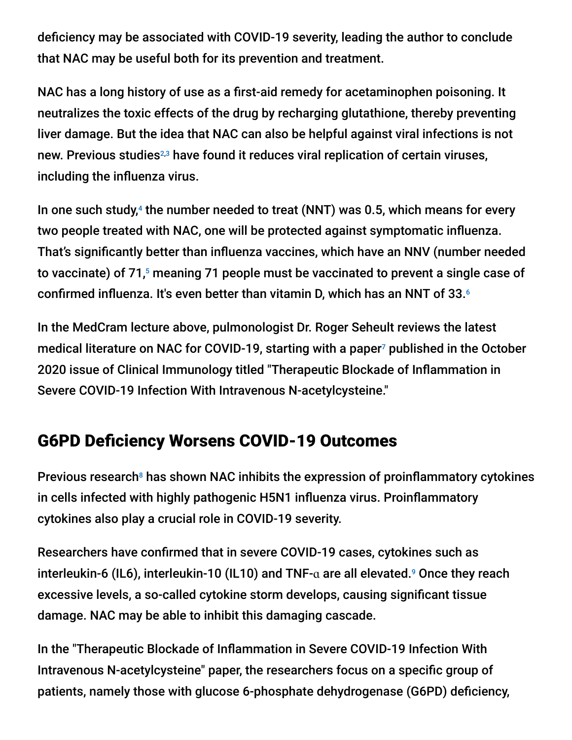deficiency may be associated with COVID-19 severity, leading the author to conclude that NAC may be useful both for its prevention and treatment.

NAC has a long history of use as a first-aid remedy for acetaminophen poisoning. It neutralizes the toxic effects of the drug by recharging glutathione, thereby preventing liver damage. But the idea that NAC can also be helpful against viral infections is not new. Previous studies[2,3] have found it reduces viral replication of certain viruses, including the influenza virus.

In one such study,[4] the number needed to treat (NNT) was 0.5, which means for every two people treated with NAC, one will be protected against symptomatic influenza. That's significantly better than influenza vaccines, which have an NNV (number needed to vaccinate) of 71,[5] meaning 71 people must be vaccinated to prevent a single case of confirmed influenza. It's even better than vitamin D, which has an NNT of 33.[6]

In the MedCram lecture above, pulmonologist Dr. Roger Seheult reviews the latest medical literature on NAC for COVID-19, starting with a paper[7] published in the October 2020 issue of Clinical Immunology titled "Therapeutic Blockade of Inflammation in Severe COVID-19 Infection With Intravenous N-acetylcysteine."

## G6PD Deficiency Worsens COVID-19 Outcomes

Previous research[8] has shown NAC inhibits the expression of proinflammatory cytokines in cells infected with highly pathogenic H5N1 influenza virus. Proinflammatory cytokines also play a crucial role in COVID-19 severity.

Researchers have confirmed that in severe COVID-19 cases, cytokines such as interleukin-6 (IL6), interleukin-10 (IL10) and TNF-α are all elevated.[9] Once they reach excessive levels, a so-called cytokine storm develops, causing significant tissue damage. NAC may be able to inhibit this damaging cascade.

In the "Therapeutic Blockade of Inflammation in Severe COVID-19 Infection With Intravenous N-acetylcysteine" paper, the researchers focus on a specific group of patients, namely those with glucose 6-phosphate dehydrogenase (G6PD) deficiency,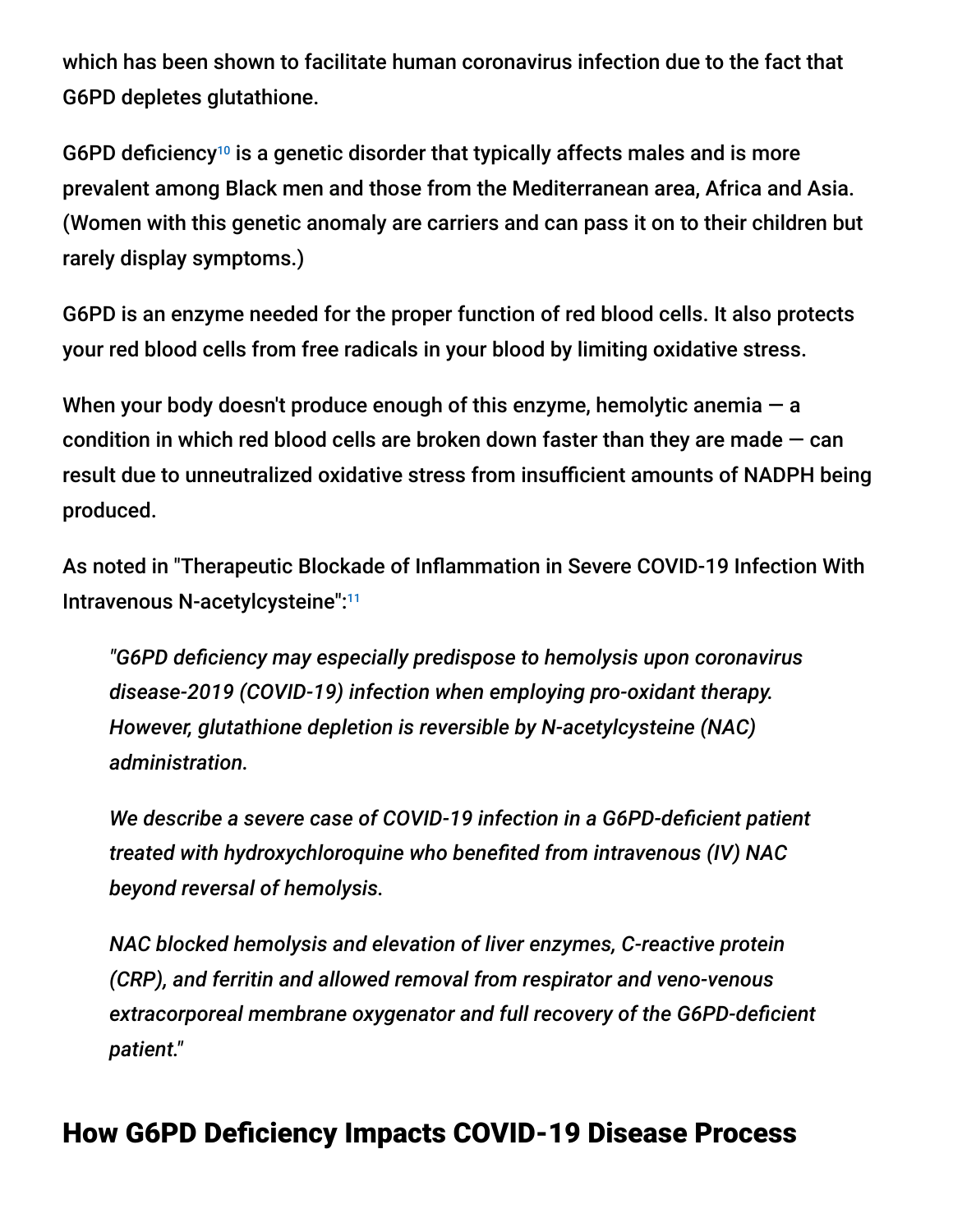which has been shown to facilitate human coronavirus infection due to the fact that G6PD depletes glutathione.

G6PD deficiency[10] is a genetic disorder that typically affects males and is more prevalent among Black men and those from the Mediterranean area, Africa and Asia. (Women with this genetic anomaly are carriers and can pass it on to their children but rarely display symptoms.)

G6PD is an enzyme needed for the proper function of red blood cells. It also protects your red blood cells from free radicals in your blood by limiting oxidative stress.

When your body doesn't produce enough of this enzyme, hemolytic anemia — a condition in which red blood cells are broken down faster than they are made — can result due to unneutralized oxidative stress from insufficient amounts of NADPH being produced.

As noted in "Therapeutic Blockade of Inflammation in Severe COVID-19 Infection With Intravenous N-acetylcysteine":[11]

> *"G6PD deficiency may especially predispose to hemolysis upon coronavirus disease-2019 (COVID-19) infection when employing pro-oxidant therapy. However, glutathione depletion is reversible by N-acetylcysteine (NAC) administration.*
>
> *We describe a severe case of COVID-19 infection in a G6PD-deficient patient treated with hydroxychloroquine who benefited from intravenous (IV) NAC beyond reversal of hemolysis.*
>
> *NAC blocked hemolysis and elevation of liver enzymes, C-reactive protein (CRP), and ferritin and allowed removal from respirator and veno-venous extracorporeal membrane oxygenator and full recovery of the G6PD-deficient patient."*

## How G6PD Deficiency Impacts COVID-19 Disease Process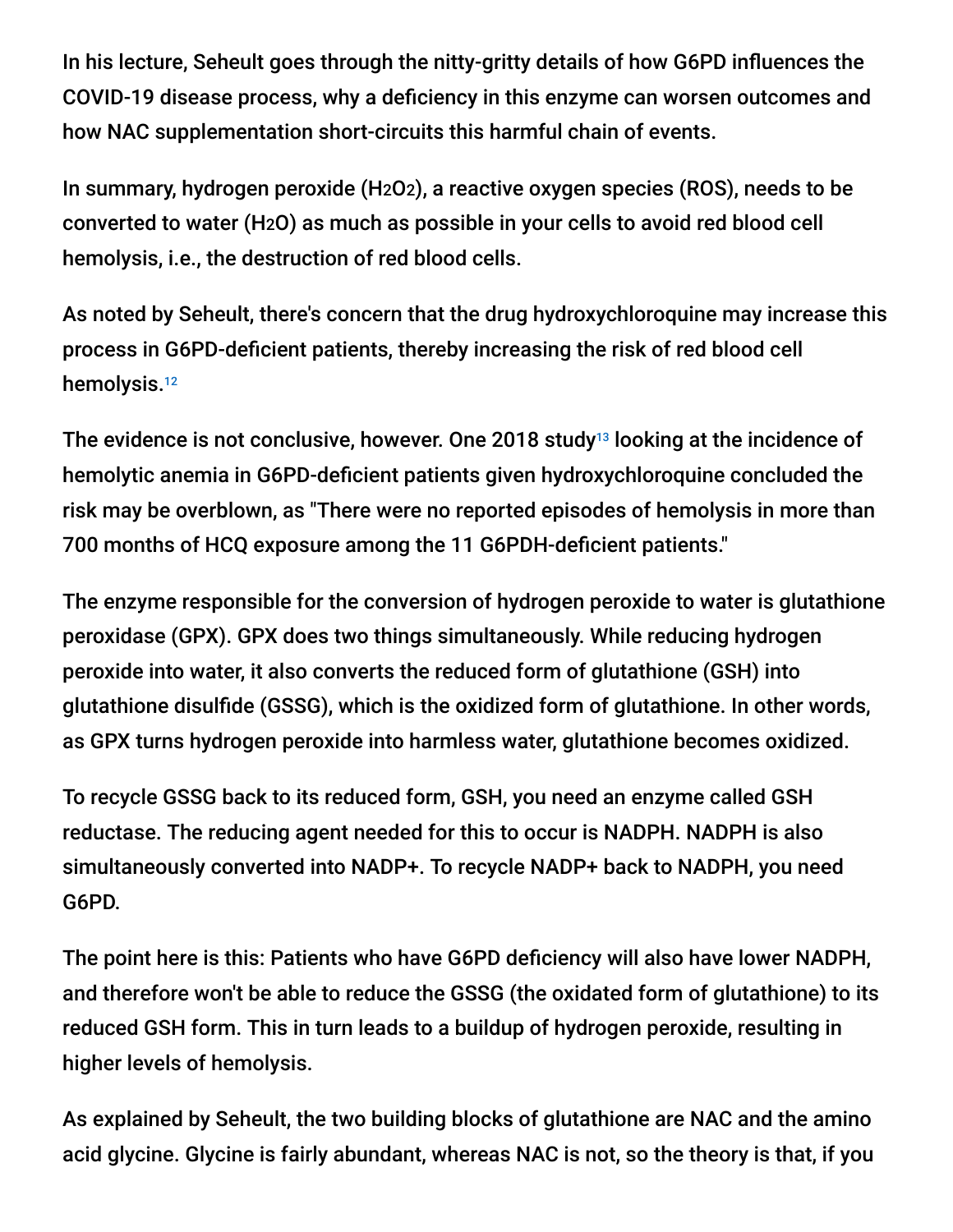In his lecture, Seheult goes through the nitty-gritty details of how G6PD influences the COVID-19 disease process, why a deficiency in this enzyme can worsen outcomes and how NAC supplementation short-circuits this harmful chain of events.

In summary, hydrogen peroxide ($H_2O_2$), a reactive oxygen species (ROS), needs to be converted to water ($H_2O$) as much as possible in your cells to avoid red blood cell hemolysis, i.e., the destruction of red blood cells.

As noted by Seheult, there's concern that the drug hydroxychloroquine may increase this process in G6PD-deficient patients, thereby increasing the risk of red blood cell hemolysis.[12]

The evidence is not conclusive, however. One 2018 study[13] looking at the incidence of hemolytic anemia in G6PD-deficient patients given hydroxychloroquine concluded the risk may be overblown, as "There were no reported episodes of hemolysis in more than 700 months of HCQ exposure among the 11 G6PDH-deficient patients."

The enzyme responsible for the conversion of hydrogen peroxide to water is glutathione peroxidase (GPX). GPX does two things simultaneously. While reducing hydrogen peroxide into water, it also converts the reduced form of glutathione (GSH) into glutathione disulfide (GSSG), which is the oxidized form of glutathione. In other words, as GPX turns hydrogen peroxide into harmless water, glutathione becomes oxidized.

To recycle GSSG back to its reduced form, GSH, you need an enzyme called GSH reductase. The reducing agent needed for this to occur is NADPH. NADPH is also simultaneously converted into NADP+. To recycle NADP+ back to NADPH, you need G6PD.

The point here is this: Patients who have G6PD deficiency will also have lower NADPH, and therefore won't be able to reduce the GSSG (the oxidated form of glutathione) to its reduced GSH form. This in turn leads to a buildup of hydrogen peroxide, resulting in higher levels of hemolysis.

As explained by Seheult, the two building blocks of glutathione are NAC and the amino acid glycine. Glycine is fairly abundant, whereas NAC is not, so the theory is that, if you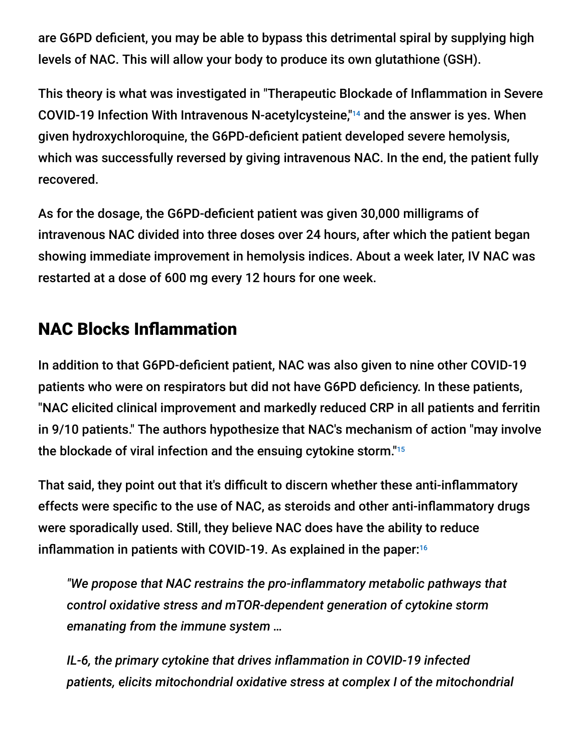are G6PD deficient, you may be able to bypass this detrimental spiral by supplying high levels of NAC. This will allow your body to produce its own glutathione (GSH).

This theory is what was investigated in "Therapeutic Blockade of Inflammation in Severe COVID-19 Infection With Intravenous N-acetylcysteine,"[14] and the answer is yes. When given hydroxychloroquine, the G6PD-deficient patient developed severe hemolysis, which was successfully reversed by giving intravenous NAC. In the end, the patient fully recovered.

As for the dosage, the G6PD-deficient patient was given 30,000 milligrams of intravenous NAC divided into three doses over 24 hours, after which the patient began showing immediate improvement in hemolysis indices. About a week later, IV NAC was restarted at a dose of 600 mg every 12 hours for one week.

## NAC Blocks Inflammation

In addition to that G6PD-deficient patient, NAC was also given to nine other COVID-19 patients who were on respirators but did not have G6PD deficiency. In these patients, "NAC elicited clinical improvement and markedly reduced CRP in all patients and ferritin in 9/10 patients." The authors hypothesize that NAC's mechanism of action "may involve the blockade of viral infection and the ensuing cytokine storm."[15]

That said, they point out that it's difficult to discern whether these anti-inflammatory effects were specific to the use of NAC, as steroids and other anti-inflammatory drugs were sporadically used. Still, they believe NAC does have the ability to reduce inflammation in patients with COVID-19. As explained in the paper:[16]

> *"We propose that NAC restrains the pro-inflammatory metabolic pathways that control oxidative stress and mTOR-dependent generation of cytokine storm emanating from the immune system …*
>
> *IL-6, the primary cytokine that drives inflammation in COVID-19 infected patients, elicits mitochondrial oxidative stress at complex I of the mitochondrial*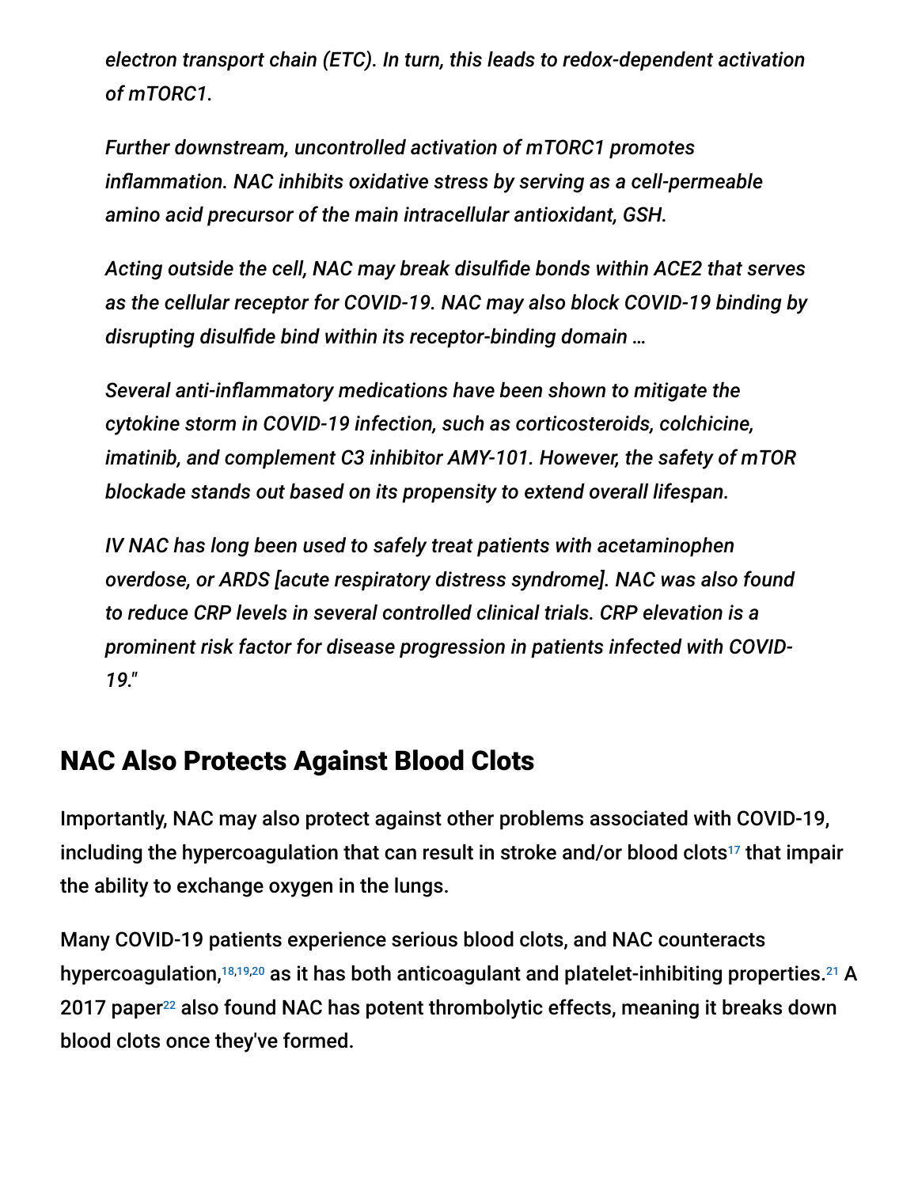*electron transport chain (ETC). In turn, this leads to redox-dependent activation of mTORC1.*

*Further downstream, uncontrolled activation of mTORC1 promotes inflammation. NAC inhibits oxidative stress by serving as a cell-permeable amino acid precursor of the main intracellular antioxidant, GSH.*

*Acting outside the cell, NAC may break disulfide bonds within ACE2 that serves as the cellular receptor for COVID-19. NAC may also block COVID-19 binding by disrupting disulfide bind within its receptor-binding domain …*

*Several anti-inflammatory medications have been shown to mitigate the cytokine storm in COVID-19 infection, such as corticosteroids, colchicine, imatinib, and complement C3 inhibitor AMY-101. However, the safety of mTOR blockade stands out based on its propensity to extend overall lifespan.*

*IV NAC has long been used to safely treat patients with acetaminophen overdose, or ARDS [acute respiratory distress syndrome]. NAC was also found to reduce CRP levels in several controlled clinical trials. CRP elevation is a prominent risk factor for disease progression in patients infected with COVID-19."*

## NAC Also Protects Against Blood Clots

Importantly, NAC may also protect against other problems associated with COVID-19, including the hypercoagulation that can result in stroke and/or blood clots[17] that impair the ability to exchange oxygen in the lungs.

Many COVID-19 patients experience serious blood clots, and NAC counteracts hypercoagulation,[18,19,20] as it has both anticoagulant and platelet-inhibiting properties.[21] A 2017 paper[22] also found NAC has potent thrombolytic effects, meaning it breaks down blood clots once they've formed.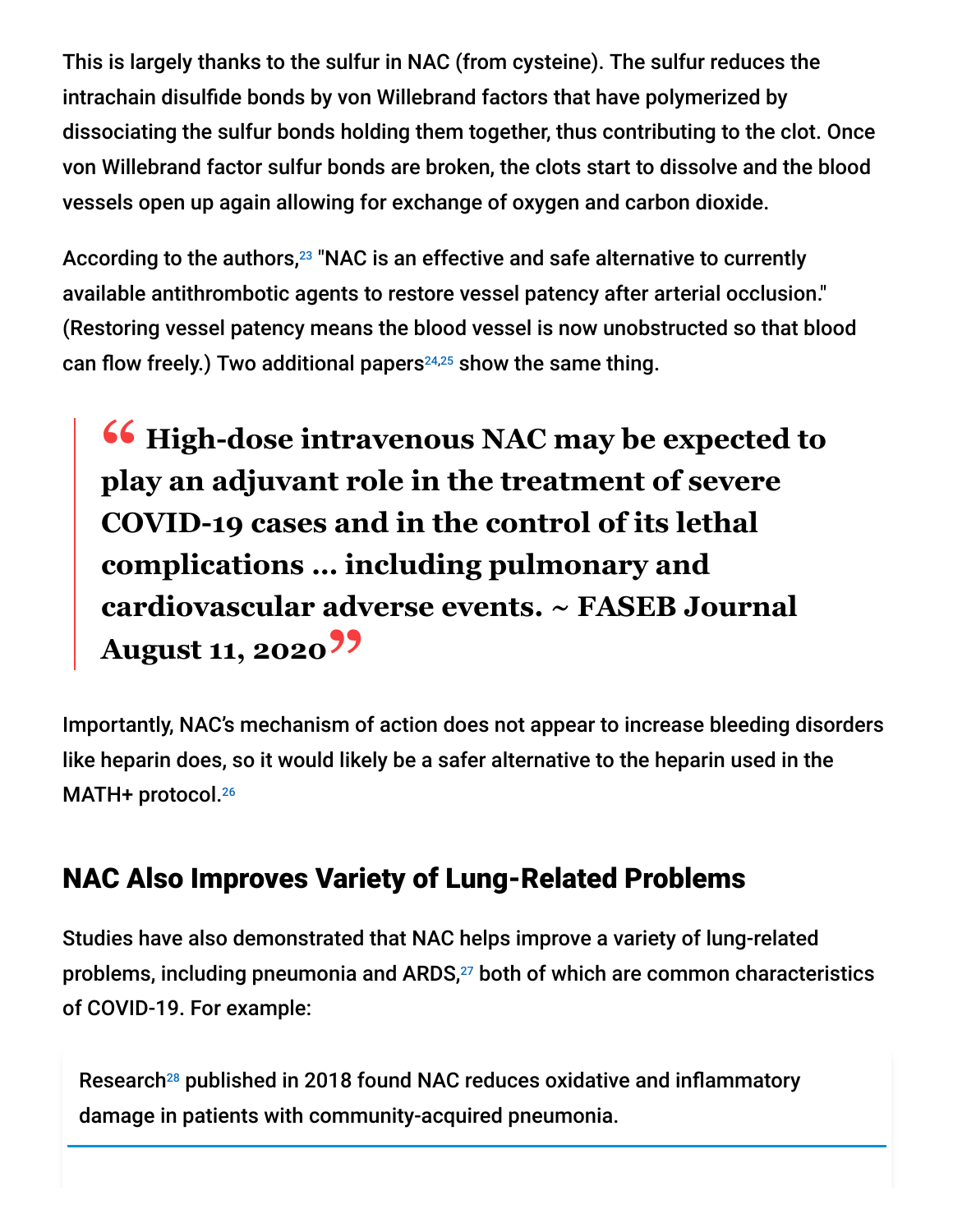This is largely thanks to the sulfur in NAC (from cysteine). The sulfur reduces the intrachain disulfide bonds by von Willebrand factors that have polymerized by dissociating the sulfur bonds holding them together, thus contributing to the clot. Once von Willebrand factor sulfur bonds are broken, the clots start to dissolve and the blood vessels open up again allowing for exchange of oxygen and carbon dioxide.

According to the authors,[23] "NAC is an effective and safe alternative to currently available antithrombotic agents to restore vessel patency after arterial occlusion." (Restoring vessel patency means the blood vessel is now unobstructed so that blood can flow freely.) Two additional papers[24,25] show the same thing.

> **"High-dose intravenous NAC may be expected to play an adjuvant role in the treatment of severe COVID-19 cases and in the control of its lethal complications … including pulmonary and cardiovascular adverse events. ~ FASEB Journal August 11, 2020"**

Importantly, NAC's mechanism of action does not appear to increase bleeding disorders like heparin does, so it would likely be a safer alternative to the heparin used in the MATH+ protocol.[26]

## NAC Also Improves Variety of Lung-Related Problems

Studies have also demonstrated that NAC helps improve a variety of lung-related problems, including pneumonia and ARDS,[27] both of which are common characteristics of COVID-19. For example:

Research[28] published in 2018 found NAC reduces oxidative and inflammatory damage in patients with community-acquired pneumonia.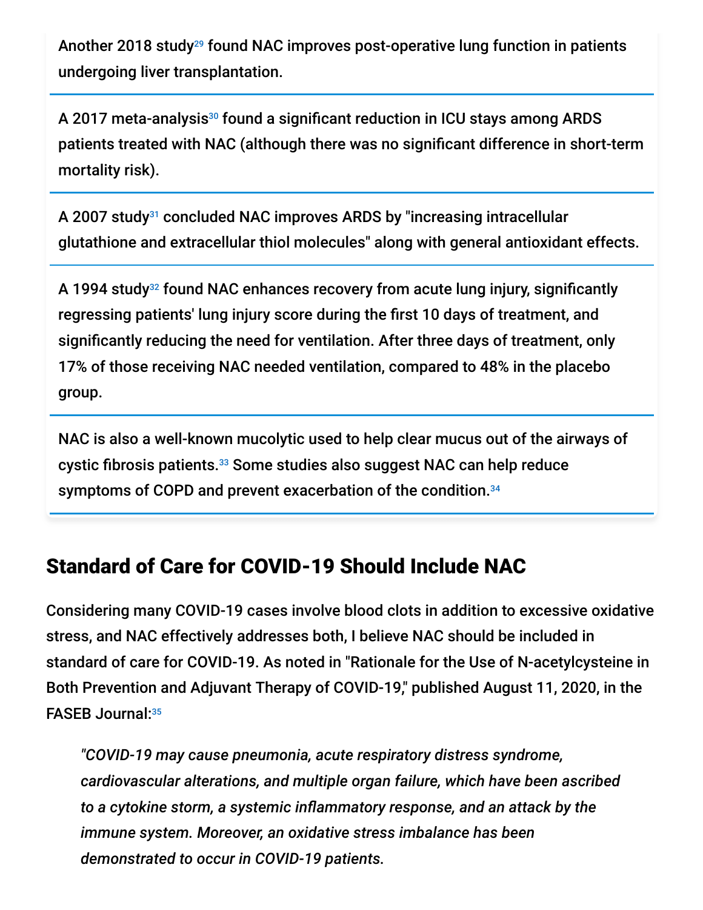Another 2018 study[29] found NAC improves post-operative lung function in patients undergoing liver transplantation.

A 2017 meta-analysis[30] found a significant reduction in ICU stays among ARDS patients treated with NAC (although there was no significant difference in short-term mortality risk).

A 2007 study[31] concluded NAC improves ARDS by "increasing intracellular glutathione and extracellular thiol molecules" along with general antioxidant effects.

A 1994 study[32] found NAC enhances recovery from acute lung injury, significantly regressing patients' lung injury score during the first 10 days of treatment, and significantly reducing the need for ventilation. After three days of treatment, only 17% of those receiving NAC needed ventilation, compared to 48% in the placebo group.

NAC is also a well-known mucolytic used to help clear mucus out of the airways of cystic fibrosis patients.[33] Some studies also suggest NAC can help reduce symptoms of COPD and prevent exacerbation of the condition.[34]

## Standard of Care for COVID-19 Should Include NAC

Considering many COVID-19 cases involve blood clots in addition to excessive oxidative stress, and NAC effectively addresses both, I believe NAC should be included in standard of care for COVID-19. As noted in "Rationale for the Use of N-acetylcysteine in Both Prevention and Adjuvant Therapy of COVID-19," published August 11, 2020, in the FASEB Journal:[35]

> *"COVID-19 may cause pneumonia, acute respiratory distress syndrome, cardiovascular alterations, and multiple organ failure, which have been ascribed to a cytokine storm, a systemic inflammatory response, and an attack by the immune system. Moreover, an oxidative stress imbalance has been demonstrated to occur in COVID-19 patients.*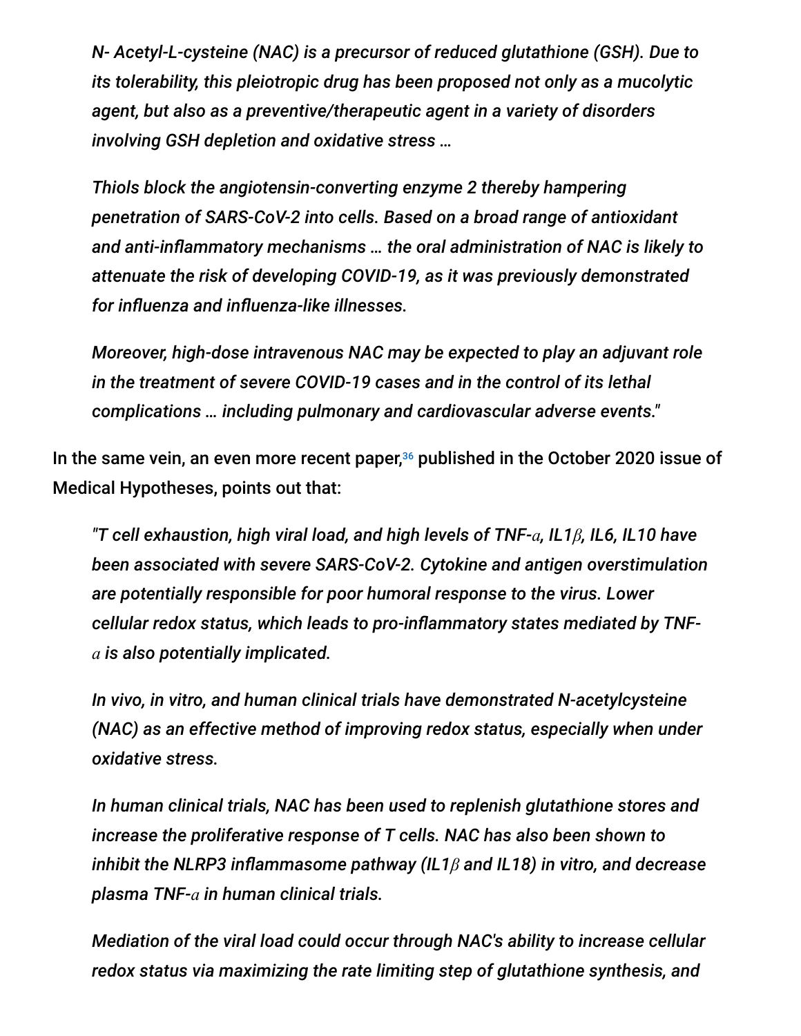> *N- Acetyl-L-cysteine (NAC) is a precursor of reduced glutathione (GSH). Due to its tolerability, this pleiotropic drug has been proposed not only as a mucolytic agent, but also as a preventive/therapeutic agent in a variety of disorders involving GSH depletion and oxidative stress …*
>
> *Thiols block the angiotensin-converting enzyme 2 thereby hampering penetration of SARS-CoV-2 into cells. Based on a broad range of antioxidant and anti-inflammatory mechanisms … the oral administration of NAC is likely to attenuate the risk of developing COVID-19, as it was previously demonstrated for influenza and influenza-like illnesses.*
>
> *Moreover, high-dose intravenous NAC may be expected to play an adjuvant role in the treatment of severe COVID-19 cases and in the control of its lethal complications … including pulmonary and cardiovascular adverse events."*

**In the same vein, an even more recent paper,[36] published in the October 2020 issue of Medical Hypotheses, points out that:**

> *"T cell exhaustion, high viral load, and high levels of TNF-$\alpha$, IL1$\beta$, IL6, IL10 have been associated with severe SARS-CoV-2. Cytokine and antigen overstimulation are potentially responsible for poor humoral response to the virus. Lower cellular redox status, which leads to pro-inflammatory states mediated by TNF-$\alpha$ is also potentially implicated.*
>
> *In vivo, in vitro, and human clinical trials have demonstrated N-acetylcysteine (NAC) as an effective method of improving redox status, especially when under oxidative stress.*
>
> *In human clinical trials, NAC has been used to replenish glutathione stores and increase the proliferative response of T cells. NAC has also been shown to inhibit the NLRP3 inflammasome pathway (IL1$\beta$ and IL18) in vitro, and decrease plasma TNF-$\alpha$ in human clinical trials.*
>
> *Mediation of the viral load could occur through NAC's ability to increase cellular redox status via maximizing the rate limiting step of glutathione synthesis, and*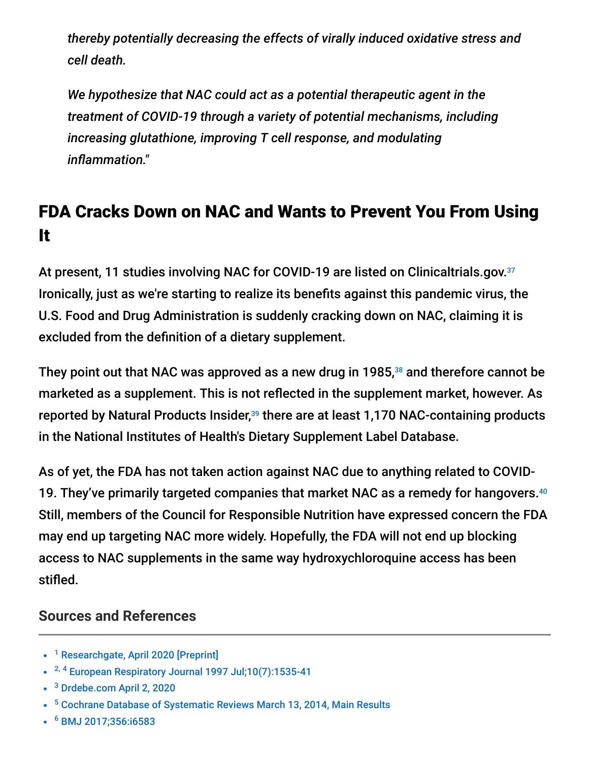*thereby potentially decreasing the effects of virally induced oxidative stress and cell death.*

*We hypothesize that NAC could act as a potential therapeutic agent in the treatment of COVID-19 through a variety of potential mechanisms, including increasing glutathione, improving T cell response, and modulating inflammation.*"

## FDA Cracks Down on NAC and Wants to Prevent You From Using It

At present, 11 studies involving NAC for COVID-19 are listed on Clinicaltrials.gov.[37] Ironically, just as we're starting to realize its benefits against this pandemic virus, the U.S. Food and Drug Administration is suddenly cracking down on NAC, claiming it is excluded from the definition of a dietary supplement.

They point out that NAC was approved as a new drug in 1985,[38] and therefore cannot be marketed as a supplement. This is not reflected in the supplement market, however. As reported by Natural Products Insider,[39] there are at least 1,170 NAC-containing products in the National Institutes of Health's Dietary Supplement Label Database.

As of yet, the FDA has not taken action against NAC due to anything related to COVID-19. They've primarily targeted companies that market NAC as a remedy for hangovers.[40] Still, members of the Council for Responsible Nutrition have expressed concern the FDA may end up targeting NAC more widely. Hopefully, the FDA will not end up blocking access to NAC supplements in the same way hydroxychloroquine access has been stifled.

### Sources and References

- [1] Researchgate, April 2020 [Preprint]
- [2, 4] European Respiratory Journal 1997 Jul;10(7):1535-41
- [3] Drdebe.com April 2, 2020
- [5] Cochrane Database of Systematic Reviews March 13, 2014, Main Results
- [6] BMJ 2017;356:i6583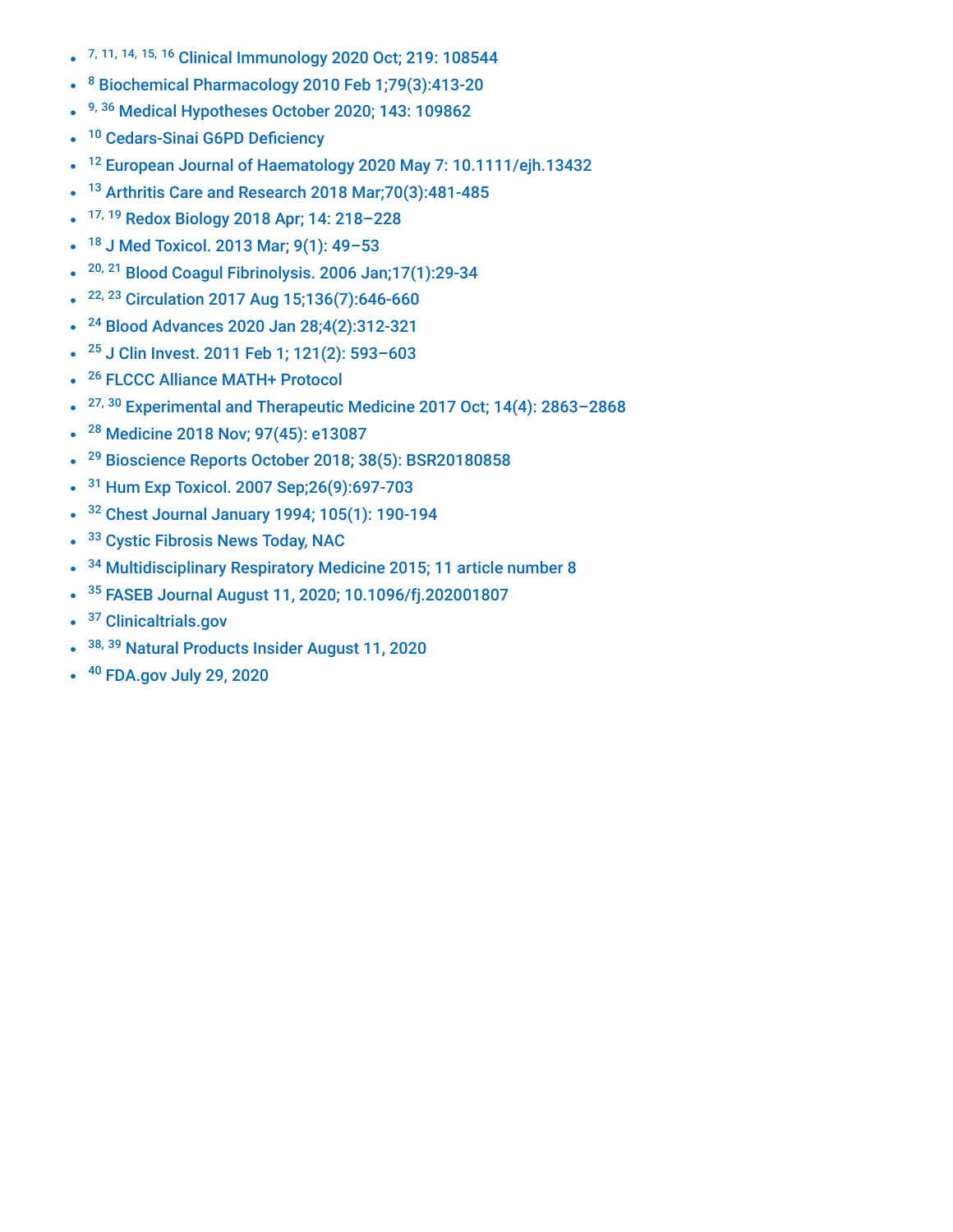- [7, 11, 14, 15, 16] Clinical Immunology 2020 Oct; 219: 108544
- [8] Biochemical Pharmacology 2010 Feb 1;79(3):413-20
- [9, 36] Medical Hypotheses October 2020; 143: 109862
- [10] Cedars-Sinai G6PD Deficiency
- [12] European Journal of Haematology 2020 May 7: 10.1111/ejh.13432
- [13] Arthritis Care and Research 2018 Mar;70(3):481-485
- [17, 19] Redox Biology 2018 Apr; 14: 218–228
- [18] J Med Toxicol. 2013 Mar; 9(1): 49–53
- [20, 21] Blood Coagul Fibrinolysis. 2006 Jan;17(1):29-34
- [22, 23] Circulation 2017 Aug 15;136(7):646-660
- [24] Blood Advances 2020 Jan 28;4(2):312-321
- [25] J Clin Invest. 2011 Feb 1; 121(2): 593–603
- [26] FLCCC Alliance MATH+ Protocol
- [27, 30] Experimental and Therapeutic Medicine 2017 Oct; 14(4): 2863–2868
- [28] Medicine 2018 Nov; 97(45): e13087
- [29] Bioscience Reports October 2018; 38(5): BSR20180858
- [31] Hum Exp Toxicol. 2007 Sep;26(9):697-703
- [32] Chest Journal January 1994; 105(1): 190-194
- [33] Cystic Fibrosis News Today, NAC
- [34] Multidisciplinary Respiratory Medicine 2015; 11 article number 8
- [35] FASEB Journal August 11, 2020; 10.1096/fj.202001807
- [37] Clinicaltrials.gov
- [38, 39] Natural Products Insider August 11, 2020
- [40] FDA.gov July 29, 2020